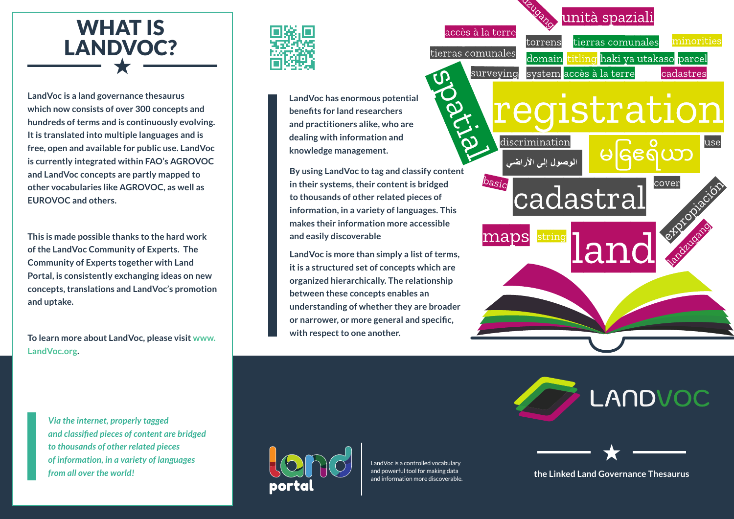# WHAT IS LANDVOC?

LandVoc is a land governance thesaurus which now consists of over 300 concepts and hundreds of terms and is continuously evolving. It is translated into multiple languages and is free, open and available for public use. LandVoc is currently integrated within FAO's AGROVOC and LandVoc concepts are partly mapped to other vocabularies like AGROVOC, as well as EUROVOC and others.

This is made possible thanks to the hard work of the LandVoc Community of Experts. The Community of Experts together with Land Portal, is consistently exchanging ideas on new concepts, translations and LandVoc's promotion and uptake.

To learn more about LandVoc, please visit www.LandVoc.org.

*Via the internet, properly tagged and classified pieces of content are bridged to thousands of other related pieces of information, in a variety of languages from all over the world!*

**LandVoc has enormous potential benefits for land researchers and practitioners alike, who are dealing with information and knowledge management.**

**By using LandVoc to tag and classify content in their systems, their content is bridged to thousands of other related pieces of information, in a variety of languages. This makes their information more accessible and easily discoverable**

**LandVoc is more than simply a list of terms, it is a structured set of concepts which are organized hierarchically. The relationship between these concepts enables an understanding of whether they are broader or narrower, or more general and specific, with respect to one another.**

land portal

LandVoc is a controlled vocabulary and powerful tool for making data and information more discoverable.

LANDVOC

**the Linked Land Governance Thesaurus**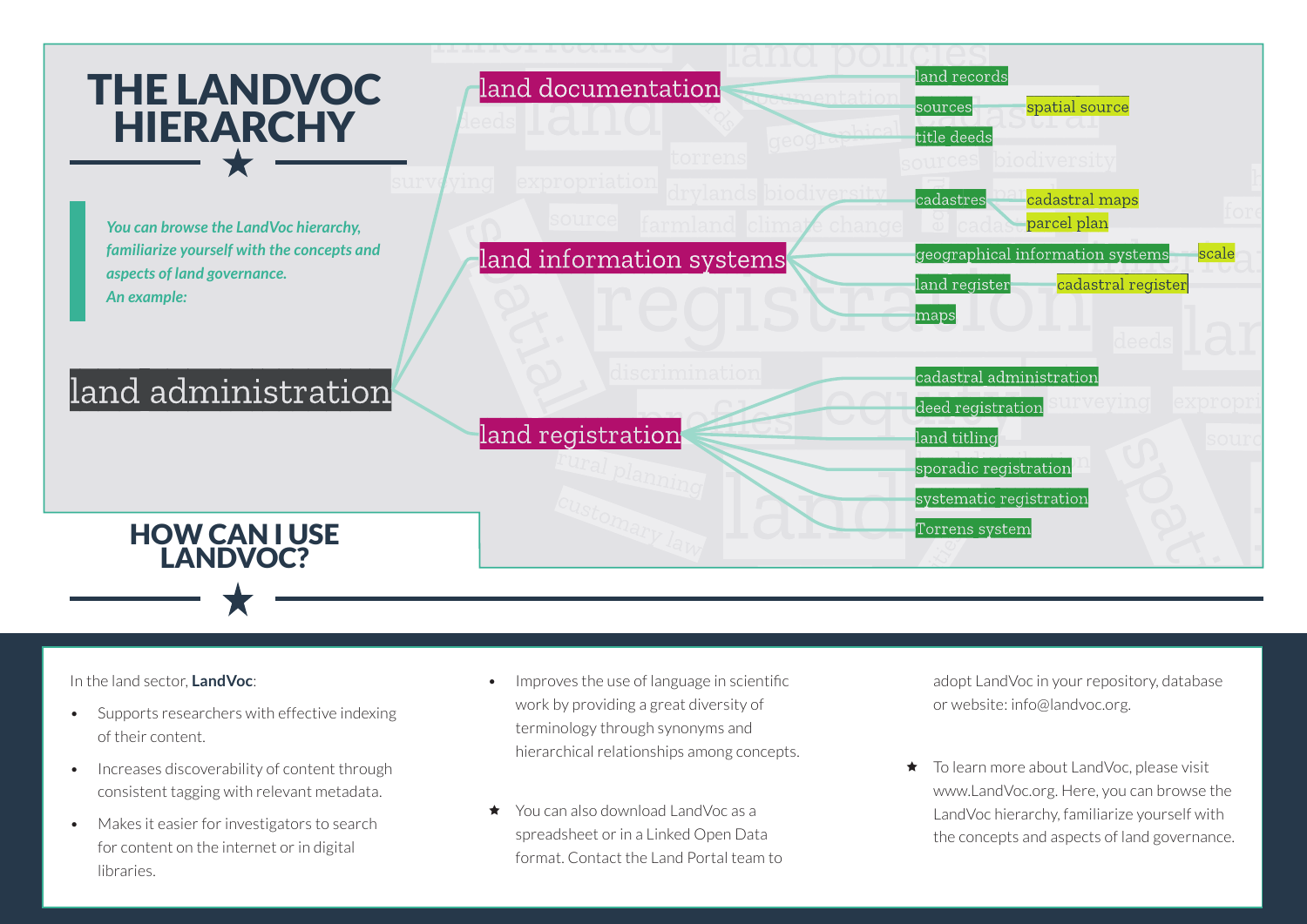# THE LANDVOC HIERARCHY

*You can browse the LandVoc hierarchy, familiarize yourself with the concepts and aspects of land governance.*
*An example:*

land administration

- land documentation
  - land records
  - sources
    - spatial source
  - title deeds
- land information systems
  - cadastres
    - cadastral maps
    - parcel plan
  - geographical information systems
    - scale
  - land register
    - cadastral register
  - maps
- land registration
  - cadastral administration
  - deed registration
  - land titling
  - sporadic registration
  - systematic registration
  - Torrens system

## HOW CAN I USE LANDVOC?

In the land sector, **LandVoc**:

- Supports researchers with effective indexing of their content.
- Increases discoverability of content through consistent tagging with relevant metadata.
- Makes it easier for investigators to search for content on the internet or in digital libraries.
- Improves the use of language in scientific work by providing a great diversity of terminology through synonyms and hierarchical relationships among concepts.

★ You can also download LandVoc as a spreadsheet or in a Linked Open Data format. Contact the Land Portal team to adopt LandVoc in your repository, database or website: info@landvoc.org.

★ To learn more about LandVoc, please visit www.LandVoc.org. Here, you can browse the LandVoc hierarchy, familiarize yourself with the concepts and aspects of land governance.